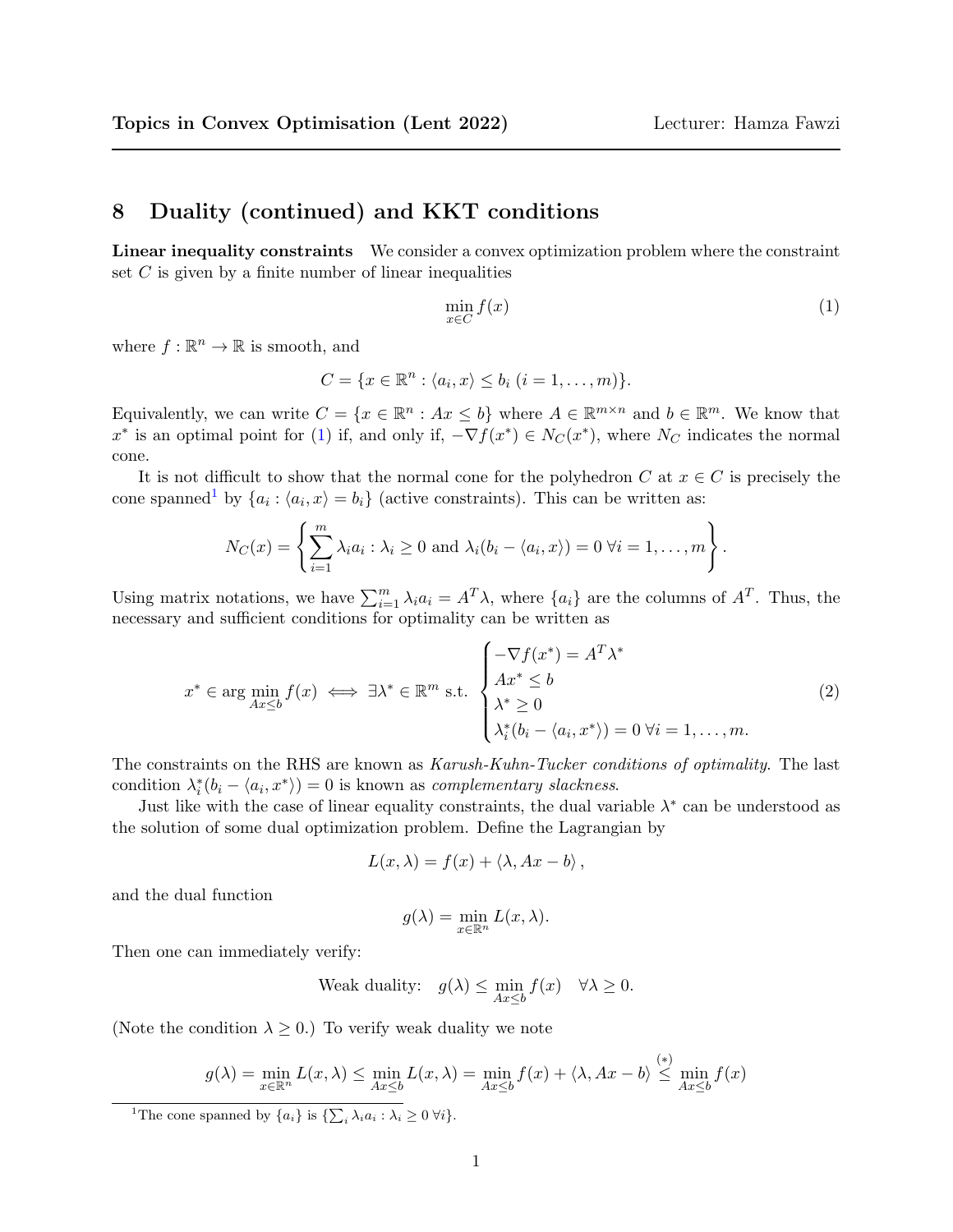# 8 Duality (continued) and KKT conditions

**Linear inequality constraints** We consider a convex optimization problem where the constraint set $C$ is given by a finite number of linear inequalities

$$\min_{x \in C} f(x) \tag{1}$$

where $f : \mathbb{R}^n \to \mathbb{R}$ is smooth, and

$$C = \{x \in \mathbb{R}^n : \langle a_i, x \rangle \leq b_i \ (i = 1, \ldots, m)\}.$$

Equivalently, we can write $C = \{x \in \mathbb{R}^n : Ax \leq b\}$ where $A \in \mathbb{R}^{m \times n}$ and $b \in \mathbb{R}^m$. We know that $x^*$ is an optimal point for (1) if, and only if, $-\nabla f(x^*) \in N_C(x^*)$, where $N_C$ indicates the normal cone.

It is not difficult to show that the normal cone for the polyhedron $C$ at $x \in C$ is precisely the cone spanned[1] by $\{a_i : \langle a_i, x \rangle = b_i\}$ (active constraints). This can be written as:

$$N_C(x) = \left\{ \sum_{i=1}^m \lambda_i a_i : \lambda_i \geq 0 \text{ and } \lambda_i (b_i - \langle a_i, x \rangle) = 0 \ \forall i = 1, \ldots, m \right\}.$$

Using matrix notations, we have $\sum_{i=1}^m \lambda_i a_i = A^T \lambda$, where $\{a_i\}$ are the columns of $A^T$. Thus, the necessary and sufficient conditions for optimality can be written as

$$x^* \in \arg\min_{Ax \leq b} f(x) \iff \exists \lambda^* \in \mathbb{R}^m \text{ s.t. } \begin{cases} -\nabla f(x^*) = A^T \lambda^* \\ Ax^* \leq b \\ \lambda^* \geq 0 \\ \lambda_i^* (b_i - \langle a_i, x^* \rangle) = 0 \ \forall i = 1, \ldots, m. \end{cases} \tag{2}$$

The constraints on the RHS are known as *Karush-Kuhn-Tucker conditions of optimality*. The last condition $\lambda_i^*(b_i - \langle a_i, x^* \rangle) = 0$ is known as *complementary slackness*.

Just like with the case of linear equality constraints, the dual variable $\lambda^*$ can be understood as the solution of some dual optimization problem. Define the Lagrangian by

$$L(x, \lambda) = f(x) + \langle \lambda, Ax - b \rangle,$$

and the dual function

$$g(\lambda) = \min_{x \in \mathbb{R}^n} L(x, \lambda).$$

Then one can immediately verify:

$$\text{Weak duality:} \quad g(\lambda) \leq \min_{Ax \leq b} f(x) \quad \forall \lambda \geq 0.$$

(Note the condition $\lambda \geq 0$.) To verify weak duality we note

$$g(\lambda) = \min_{x \in \mathbb{R}^n} L(x, \lambda) \leq \min_{Ax \leq b} L(x, \lambda) = \min_{Ax \leq b} f(x) + \langle \lambda, Ax - b \rangle \overset{(*)}{\leq} \min_{Ax \leq b} f(x)$$

[1] The cone spanned by $\{a_i\}$ is $\{\sum_i \lambda_i a_i : \lambda_i \geq 0 \ \forall i\}$.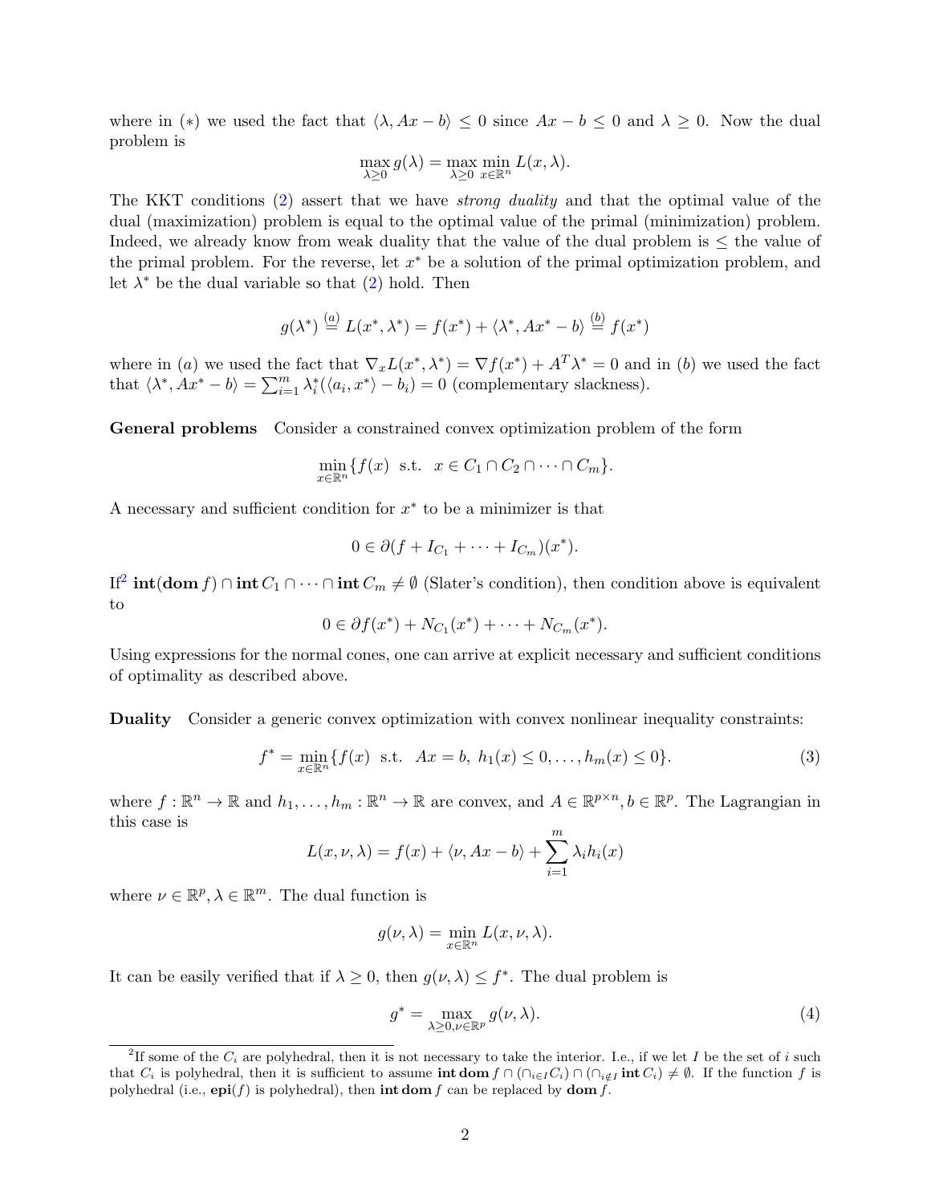where in (∗) we used the fact that $\langle \lambda, Ax - b \rangle \leq 0$ since $Ax - b \leq 0$ and $\lambda \geq 0$. Now the dual problem is

$$\max_{\lambda \geq 0} g(\lambda) = \max_{\lambda \geq 0} \min_{x \in \mathbb{R}^n} L(x, \lambda).$$

The KKT conditions (2) assert that we have *strong duality* and that the optimal value of the dual (maximization) problem is equal to the optimal value of the primal (minimization) problem. Indeed, we already know from weak duality that the value of the dual problem is $\leq$ the value of the primal problem. For the reverse, let $x^*$ be a solution of the primal optimization problem, and let $\lambda^*$ be the dual variable so that (2) hold. Then

$$g(\lambda^*) \overset{(a)}{=} L(x^*, \lambda^*) = f(x^*) + \langle \lambda^*, Ax^* - b \rangle \overset{(b)}{=} f(x^*)$$

where in $(a)$ we used the fact that $\nabla_x L(x^*, \lambda^*) = \nabla f(x^*) + A^T \lambda^* = 0$ and in $(b)$ we used the fact that $\langle \lambda^*, Ax^* - b \rangle = \sum_{i=1}^m \lambda_i^* (\langle a_i, x^* \rangle - b_i) = 0$ (complementary slackness).

**General problems** Consider a constrained convex optimization problem of the form

$$\min_{x \in \mathbb{R}^n} \{ f(x) \;\; \text{s.t.} \;\; x \in C_1 \cap C_2 \cap \cdots \cap C_m \}.$$

A necessary and sufficient condition for $x^*$ to be a minimizer is that

$$0 \in \partial (f + I_{C_1} + \cdots + I_{C_m})(x^*).$$

If[2] $\textbf{int}(\textbf{dom}\, f) \cap \textbf{int}\, C_1 \cap \cdots \cap \textbf{int}\, C_m \neq \emptyset$ (Slater's condition), then condition above is equivalent to

$$0 \in \partial f(x^*) + N_{C_1}(x^*) + \cdots + N_{C_m}(x^*).$$

Using expressions for the normal cones, one can arrive at explicit necessary and sufficient conditions of optimality as described above.

**Duality** Consider a generic convex optimization with convex nonlinear inequality constraints:

$$f^* = \min_{x \in \mathbb{R}^n} \{ f(x) \;\; \text{s.t.} \;\; Ax = b, \; h_1(x) \leq 0, \ldots, h_m(x) \leq 0 \}. \tag{3}$$

where $f : \mathbb{R}^n \to \mathbb{R}$ and $h_1, \ldots, h_m : \mathbb{R}^n \to \mathbb{R}$ are convex, and $A \in \mathbb{R}^{p \times n}, b \in \mathbb{R}^p$. The Lagrangian in this case is

$$L(x, \nu, \lambda) = f(x) + \langle \nu, Ax - b \rangle + \sum_{i=1}^m \lambda_i h_i(x)$$

where $\nu \in \mathbb{R}^p, \lambda \in \mathbb{R}^m$. The dual function is

$$g(\nu, \lambda) = \min_{x \in \mathbb{R}^n} L(x, \nu, \lambda).$$

It can be easily verified that if $\lambda \geq 0$, then $g(\nu, \lambda) \leq f^*$. The dual problem is

$$g^* = \max_{\lambda \geq 0, \nu \in \mathbb{R}^p} g(\nu, \lambda). \tag{4}$$

---

[2] If some of the $C_i$ are polyhedral, then it is not necessary to take the interior. I.e., if we let $I$ be the set of $i$ such that $C_i$ is polyhedral, then it is sufficient to assume $\textbf{int}\,\textbf{dom}\, f \cap (\cap_{i \in I} C_i) \cap (\cap_{i \notin I} \textbf{int}\, C_i) \neq \emptyset$. If the function $f$ is polyhedral (i.e., $\textbf{epi}(f)$ is polyhedral), then $\textbf{int}\,\textbf{dom}\, f$ can be replaced by $\textbf{dom}\, f$.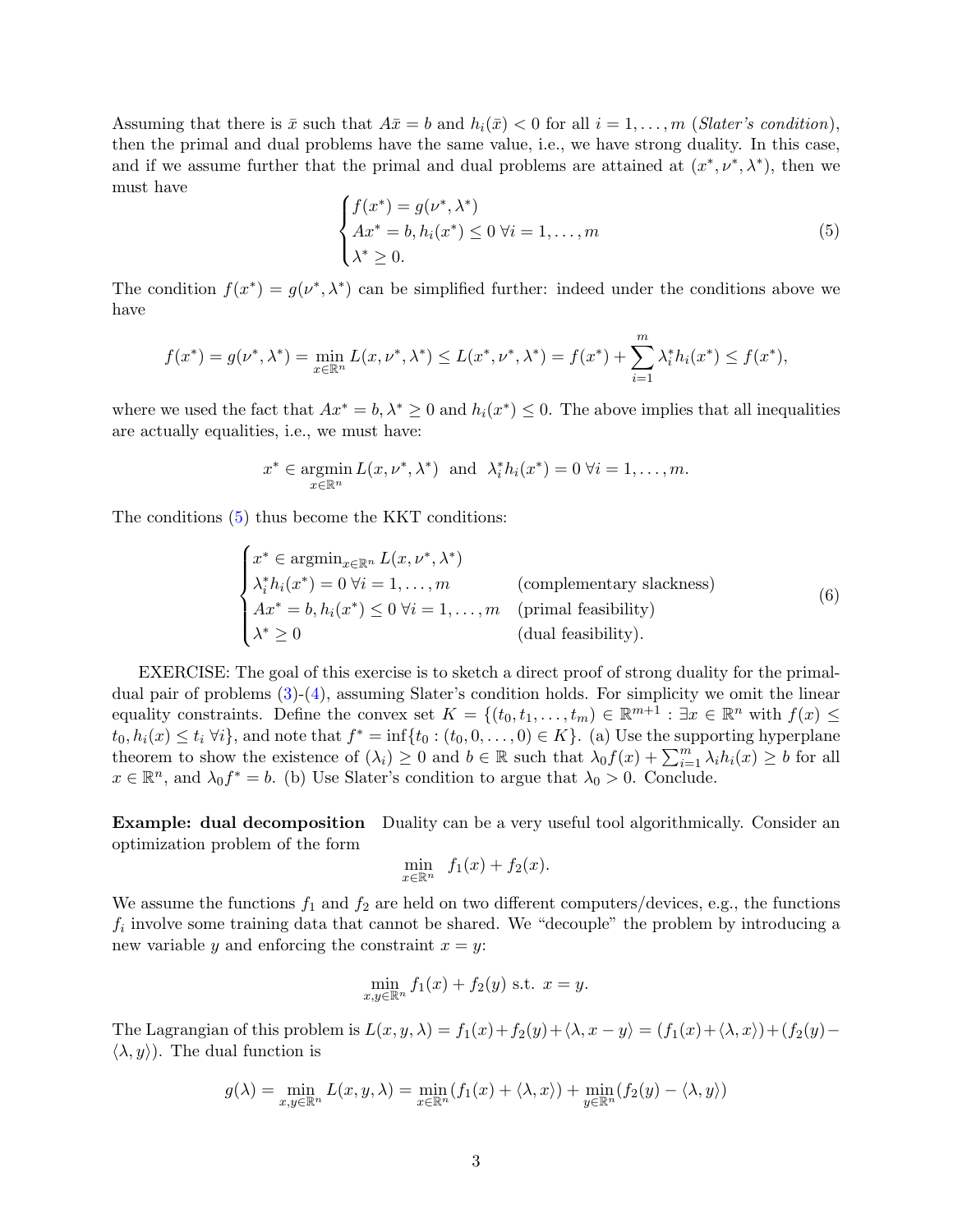Assuming that there is $\bar{x}$ such that $A\bar{x} = b$ and $h_i(\bar{x}) < 0$ for all $i = 1, \ldots, m$ (*Slater's condition*), then the primal and dual problems have the same value, i.e., we have strong duality. In this case, and if we assume further that the primal and dual problems are attained at $(x^*, \nu^*, \lambda^*)$, then we must have

$$\begin{cases} f(x^*) = g(\nu^*, \lambda^*) \\ Ax^* = b, h_i(x^*) \leq 0 \ \forall i = 1, \ldots, m \\ \lambda^* \geq 0. \end{cases} \tag{5}$$

The condition $f(x^*) = g(\nu^*, \lambda^*)$ can be simplified further: indeed under the conditions above we have

$$f(x^*) = g(\nu^*, \lambda^*) = \min_{x \in \mathbb{R}^n} L(x, \nu^*, \lambda^*) \leq L(x^*, \nu^*, \lambda^*) = f(x^*) + \sum_{i=1}^m \lambda_i^* h_i(x^*) \leq f(x^*),$$

where we used the fact that $Ax^* = b, \lambda^* \geq 0$ and $h_i(x^*) \leq 0$. The above implies that all inequalities are actually equalities, i.e., we must have:

$$x^* \in \operatorname*{argmin}_{x \in \mathbb{R}^n} L(x, \nu^*, \lambda^*) \ \text{ and } \ \lambda_i^* h_i(x^*) = 0 \ \forall i = 1, \ldots, m.$$

The conditions (5) thus become the KKT conditions:

$$\begin{cases} x^* \in \operatorname{argmin}_{x \in \mathbb{R}^n} L(x, \nu^*, \lambda^*) & \\ \lambda_i^* h_i(x^*) = 0 \ \forall i = 1, \ldots, m & \text{(complementary slackness)} \\ Ax^* = b, h_i(x^*) \leq 0 \ \forall i = 1, \ldots, m & \text{(primal feasibility)} \\ \lambda^* \geq 0 & \text{(dual feasibility).} \end{cases} \tag{6}$$

EXERCISE: The goal of this exercise is to sketch a direct proof of strong duality for the primal-dual pair of problems (3)-(4), assuming Slater's condition holds. For simplicity we omit the linear equality constraints. Define the convex set $K = \{(t_0, t_1, \ldots, t_m) \in \mathbb{R}^{m+1} : \exists x \in \mathbb{R}^n \text{ with } f(x) \leq t_0, h_i(x) \leq t_i \ \forall i\}$, and note that $f^* = \inf\{t_0 : (t_0, 0, \ldots, 0) \in K\}$. (a) Use the supporting hyperplane theorem to show the existence of $(\lambda_i) \geq 0$ and $b \in \mathbb{R}$ such that $\lambda_0 f(x) + \sum_{i=1}^m \lambda_i h_i(x) \geq b$ for all $x \in \mathbb{R}^n$, and $\lambda_0 f^* = b$. (b) Use Slater's condition to argue that $\lambda_0 > 0$. Conclude.

**Example: dual decomposition** Duality can be a very useful tool algorithmically. Consider an optimization problem of the form

$$\min_{x \in \mathbb{R}^n} \ f_1(x) + f_2(x).$$

We assume the functions $f_1$ and $f_2$ are held on two different computers/devices, e.g., the functions $f_i$ involve some training data that cannot be shared. We "decouple" the problem by introducing a new variable $y$ and enforcing the constraint $x = y$:

$$\min_{x, y \in \mathbb{R}^n} f_1(x) + f_2(y) \text{ s.t. } x = y.$$

The Lagrangian of this problem is $L(x, y, \lambda) = f_1(x) + f_2(y) + \langle \lambda, x - y \rangle = (f_1(x) + \langle \lambda, x \rangle) + (f_2(y) - \langle \lambda, y \rangle)$. The dual function is

$$g(\lambda) = \min_{x, y \in \mathbb{R}^n} L(x, y, \lambda) = \min_{x \in \mathbb{R}^n} (f_1(x) + \langle \lambda, x \rangle) + \min_{y \in \mathbb{R}^n} (f_2(y) - \langle \lambda, y \rangle)$$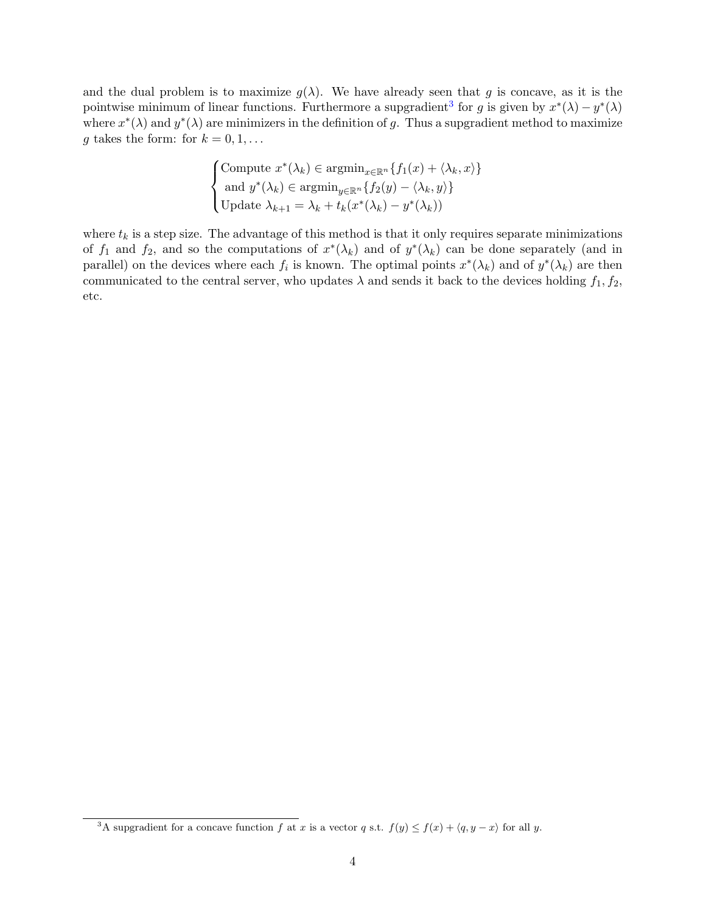and the dual problem is to maximize $g(\lambda)$. We have already seen that $g$ is concave, as it is the pointwise minimum of linear functions. Furthermore a supgradient[3] for $g$ is given by $x^*(\lambda) - y^*(\lambda)$ where $x^*(\lambda)$ and $y^*(\lambda)$ are minimizers in the definition of $g$. Thus a supgradient method to maximize $g$ takes the form: for $k = 0, 1, \ldots$

$$\begin{cases} \text{Compute } x^*(\lambda_k) \in \operatorname{argmin}_{x \in \mathbb{R}^n} \{f_1(x) + \langle \lambda_k, x \rangle\} \\ \text{ and } y^*(\lambda_k) \in \operatorname{argmin}_{y \in \mathbb{R}^n} \{f_2(y) - \langle \lambda_k, y \rangle\} \\ \text{Update } \lambda_{k+1} = \lambda_k + t_k(x^*(\lambda_k) - y^*(\lambda_k)) \end{cases}$$

where $t_k$ is a step size. The advantage of this method is that it only requires separate minimizations of $f_1$ and $f_2$, and so the computations of $x^*(\lambda_k)$ and of $y^*(\lambda_k)$ can be done separately (and in parallel) on the devices where each $f_i$ is known. The optimal points $x^*(\lambda_k)$ and of $y^*(\lambda_k)$ are then communicated to the central server, who updates $\lambda$ and sends it back to the devices holding $f_1, f_2$, etc.

[3] A supgradient for a concave function $f$ at $x$ is a vector $q$ s.t. $f(y) \leq f(x) + \langle q, y - x \rangle$ for all $y$.